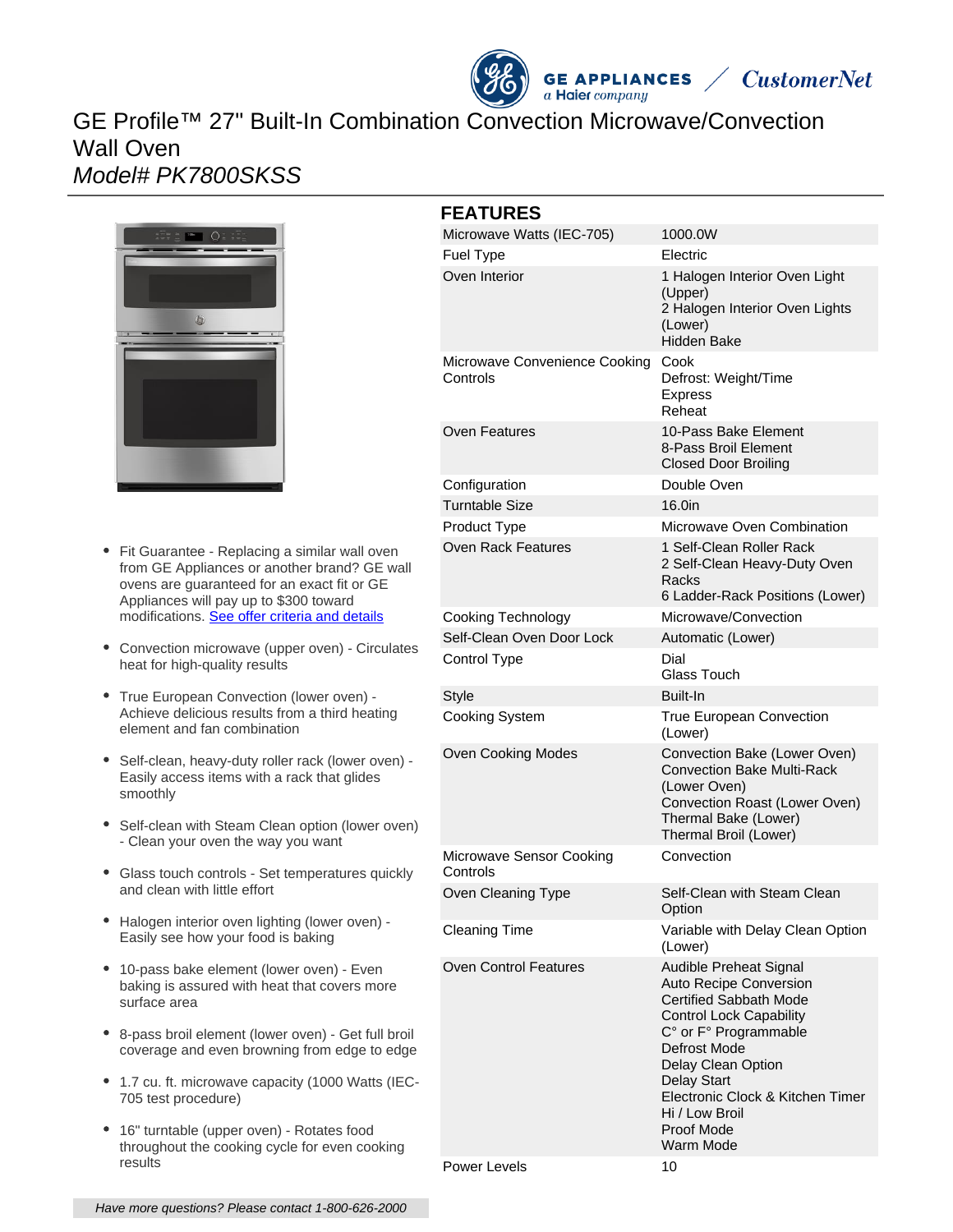# GE Profile™ 27" Built-In Combination Convection Microwave/Convection Wall Oven

*Model# PK7800SKSS*

- Fit Guarantee - Replacing a similar wall oven from GE Appliances or another brand? GE wall ovens are guaranteed for an exact fit or GE Appliances will pay up to $300 toward modifications. [See offer criteria and details]
- Convection microwave (upper oven) - Circulates heat for high-quality results
- True European Convection (lower oven) - Achieve delicious results from a third heating element and fan combination
- Self-clean, heavy-duty roller rack (lower oven) - Easily access items with a rack that glides smoothly
- Self-clean with Steam Clean option (lower oven) - Clean your oven the way you want
- Glass touch controls - Set temperatures quickly and clean with little effort
- Halogen interior oven lighting (lower oven) - Easily see how your food is baking
- 10-pass bake element (lower oven) - Even baking is assured with heat that covers more surface area
- 8-pass broil element (lower oven) - Get full broil coverage and even browning from edge to edge
- 1.7 cu. ft. microwave capacity (1000 Watts (IEC-705 test procedure)
- 16" turntable (upper oven) - Rotates food throughout the cooking cycle for even cooking results

## FEATURES

| | |
|---|---|
| Microwave Watts (IEC-705) | 1000.0W |
| Fuel Type | Electric |
| Oven Interior | 1 Halogen Interior Oven Light (Upper)<br>2 Halogen Interior Oven Lights (Lower)<br>Hidden Bake |
| Microwave Convenience Cooking Controls | Cook<br>Defrost: Weight/Time<br>Express<br>Reheat |
| Oven Features | 10-Pass Bake Element<br>8-Pass Broil Element<br>Closed Door Broiling |
| Configuration | Double Oven |
| Turntable Size | 16.0in |
| Product Type | Microwave Oven Combination |
| Oven Rack Features | 1 Self-Clean Roller Rack<br>2 Self-Clean Heavy-Duty Oven Racks<br>6 Ladder-Rack Positions (Lower) |
| Cooking Technology | Microwave/Convection |
| Self-Clean Oven Door Lock | Automatic (Lower) |
| Control Type | Dial<br>Glass Touch |
| Style | Built-In |
| Cooking System | True European Convection (Lower) |
| Oven Cooking Modes | Convection Bake (Lower Oven)<br>Convection Bake Multi-Rack (Lower Oven)<br>Convection Roast (Lower Oven)<br>Thermal Bake (Lower)<br>Thermal Broil (Lower) |
| Microwave Sensor Cooking Controls | Convection |
| Oven Cleaning Type | Self-Clean with Steam Clean Option |
| Cleaning Time | Variable with Delay Clean Option (Lower) |
| Oven Control Features | Audible Preheat Signal<br>Auto Recipe Conversion<br>Certified Sabbath Mode<br>Control Lock Capability<br>C° or F° Programmable<br>Defrost Mode<br>Delay Clean Option<br>Delay Start<br>Electronic Clock & Kitchen Timer<br>Hi / Low Broil<br>Proof Mode<br>Warm Mode |
| Power Levels | 10 |

*Have more questions? Please contact 1-800-626-2000*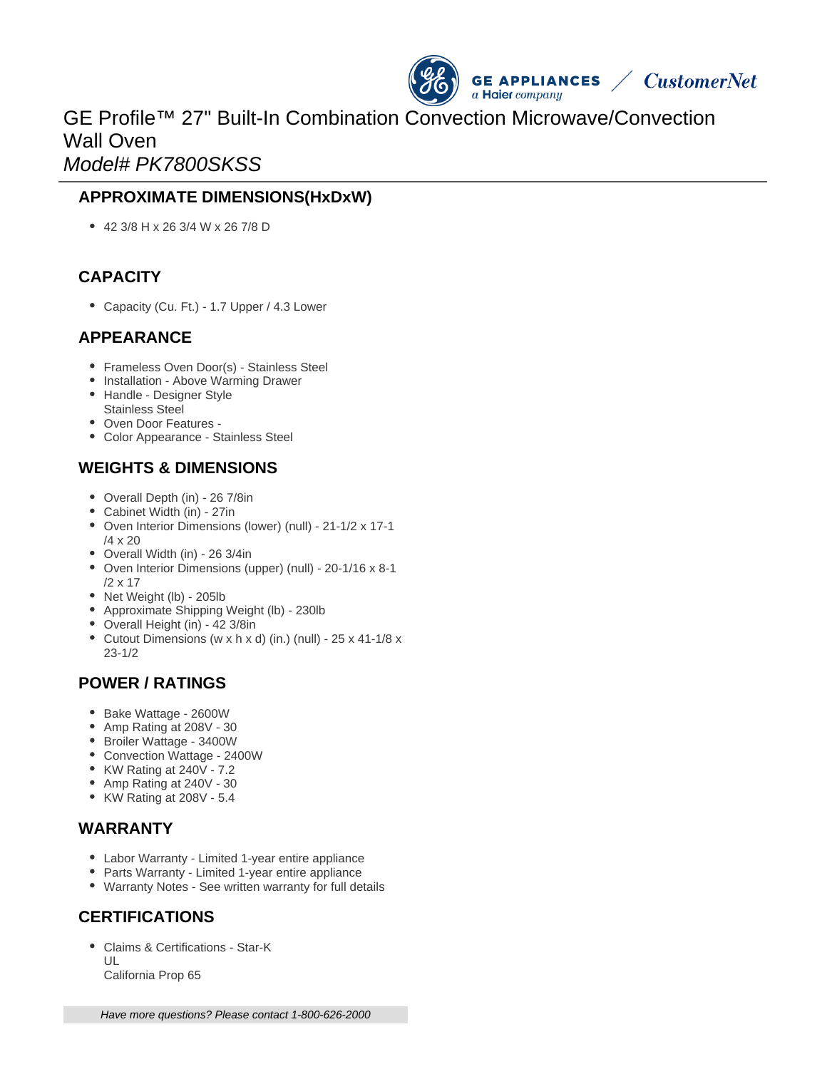# GE Profile™ 27" Built-In Combination Convection Microwave/Convection Wall Oven

*Model# PK7800SKSS*

## APPROXIMATE DIMENSIONS(HxDxW)

- 42 3/8 H x 26 3/4 W x 26 7/8 D

## CAPACITY

- Capacity (Cu. Ft.) - 1.7 Upper / 4.3 Lower

## APPEARANCE

- Frameless Oven Door(s) - Stainless Steel
- Installation - Above Warming Drawer
- Handle - Designer Style
  Stainless Steel
- Oven Door Features -
- Color Appearance - Stainless Steel

## WEIGHTS & DIMENSIONS

- Overall Depth (in) - 26 7/8in
- Cabinet Width (in) - 27in
- Oven Interior Dimensions (lower) (null) - 21-1/2 x 17-1/4 x 20
- Overall Width (in) - 26 3/4in
- Oven Interior Dimensions (upper) (null) - 20-1/16 x 8-1/2 x 17
- Net Weight (lb) - 205lb
- Approximate Shipping Weight (lb) - 230lb
- Overall Height (in) - 42 3/8in
- Cutout Dimensions (w x h x d) (in.) (null) - 25 x 41-1/8 x 23-1/2

## POWER / RATINGS

- Bake Wattage - 2600W
- Amp Rating at 208V - 30
- Broiler Wattage - 3400W
- Convection Wattage - 2400W
- KW Rating at 240V - 7.2
- Amp Rating at 240V - 30
- KW Rating at 208V - 5.4

## WARRANTY

- Labor Warranty - Limited 1-year entire appliance
- Parts Warranty - Limited 1-year entire appliance
- Warranty Notes - See written warranty for full details

## CERTIFICATIONS

- Claims & Certifications - Star-K
  UL
  California Prop 65

*Have more questions? Please contact 1-800-626-2000*